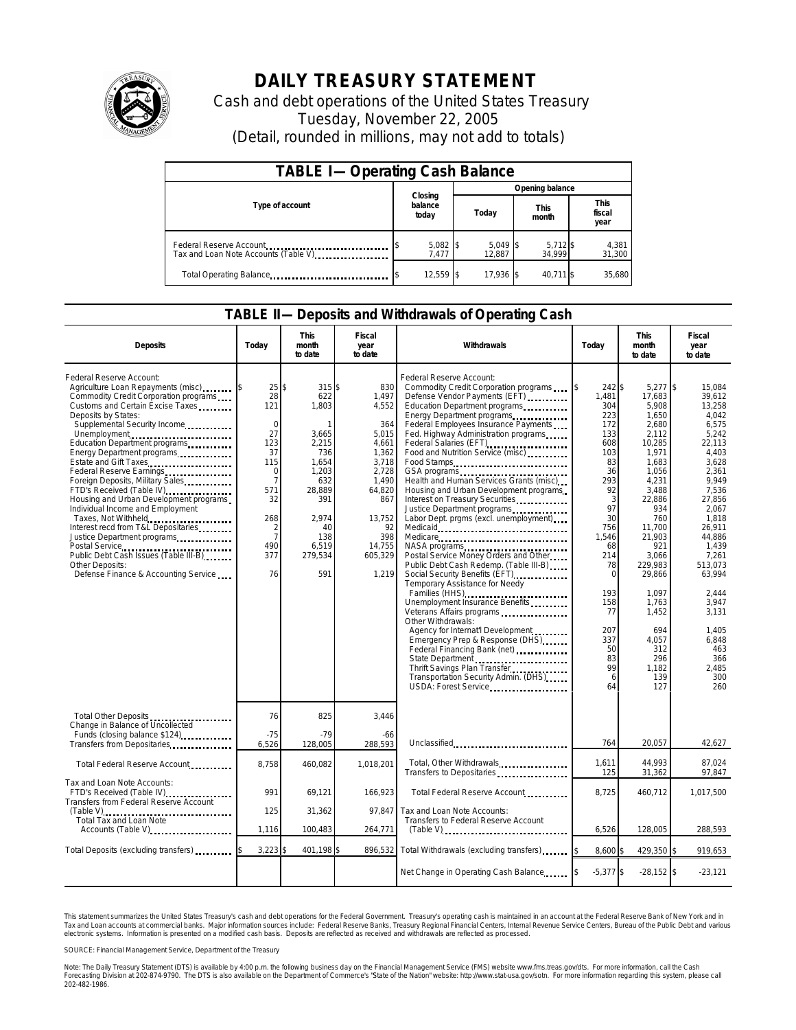# DAILY TREASURY STATEMENT

Cash and debt operations of the United States Treasury

Tuesday, November 22, 2005

(Detail, rounded in millions, may not add to totals)

## TABLE I— Operating Cash Balance

| Type of account | Closing balance today | Opening balance Today | Opening balance This month | Opening balance This fiscal year |
|---|---|---|---|---|
| Federal Reserve Account | $ 5,082 | $ 5,049 | $ 5,712 | $ 4,381 |
| Tax and Loan Note Accounts (Table V) | 7,477 | 12,887 | 34,999 | 31,300 |
| Total Operating Balance | $ 12,559 | $ 17,936 | $ 40,711 | $ 35,680 |

## TABLE II— Deposits and Withdrawals of Operating Cash

| Deposits | Today | This month to date | Fiscal year to date | Withdrawals | Today | This month to date | Fiscal year to date |
|---|---|---|---|---|---|---|---|
| Federal Reserve Account: | | | | Federal Reserve Account: | | | |
| Agriculture Loan Repayments (misc) | $ 25 | $ 315 | $ 830 | Commodity Credit Corporation programs | $ 242 | $ 5,277 | $ 15,084 |
| Commodity Credit Corporation programs | 28 | 622 | 1,497 | Defense Vendor Payments (EFT) | 1,481 | 17,683 | 39,612 |
| Customs and Certain Excise Taxes | 121 | 1,803 | 4,552 | Education Department programs | 304 | 5,908 | 13,258 |
| Deposits by States: | | | | Energy Department programs | 223 | 1,650 | 4,042 |
| Supplemental Security Income | 0 | 1 | 364 | Federal Employees Insurance Payments | 172 | 2,680 | 6,575 |
| Unemployment | 27 | 3,665 | 5,015 | Fed. Highway Administration programs | 133 | 2,112 | 5,242 |
| Education Department programs | 123 | 2,215 | 4,661 | Federal Salaries (EFT) | 608 | 10,285 | 22,113 |
| Energy Department programs | 37 | 736 | 1,362 | Food and Nutrition Service (misc) | 103 | 1,971 | 4,403 |
| Estate and Gift Taxes | 115 | 1,654 | 3,718 | Food Stamps | 83 | 1,683 | 3,628 |
| Federal Reserve Earnings | 0 | 1,203 | 2,728 | GSA programs | 36 | 1,056 | 2,361 |
| Foreign Deposits, Military Sales | 7 | 632 | 1,490 | Health and Human Services Grants (misc) | 293 | 4,231 | 9,949 |
| FTD's Received (Table IV) | 571 | 28,889 | 64,820 | Housing and Urban Development programs | 92 | 3,488 | 7,536 |
| Housing and Urban Development programs | 32 | 391 | 867 | Interest on Treasury Securities | 3 | 22,886 | 27,856 |
| Individual Income and Employment | | | | Justice Department programs | 97 | 934 | 2,067 |
| Taxes, Not Withheld | 268 | 2,974 | 13,752 | Labor Dept. prgms (excl. unemployment) | 30 | 760 | 1,818 |
| Interest recd from T&L Depositaries | 2 | 40 | 92 | Medicaid | 756 | 11,700 | 26,911 |
| Justice Department programs | 7 | 138 | 398 | Medicare | 1,546 | 21,903 | 44,886 |
| Postal Service | 490 | 6,519 | 14,755 | NASA programs | 68 | 921 | 1,439 |
| Public Debt Cash Issues (Table III-B) | 377 | 279,534 | 605,329 | Postal Service Money Orders and Other | 214 | 3,066 | 7,261 |
| Other Deposits: | | | | Public Debt Cash Redemp. (Table III-B) | 78 | 229,983 | 513,073 |
| Defense Finance & Accounting Service | 76 | 591 | 1,219 | Social Security Benefits (EFT) | 0 | 29,866 | 63,994 |
| | | | | Temporary Assistance for Needy | | | |
| | | | | Families (HHS) | 193 | 1,097 | 2,444 |
| | | | | Unemployment Insurance Benefits | 158 | 1,763 | 3,947 |
| | | | | Veterans Affairs programs | 77 | 1,452 | 3,131 |
| | | | | Other Withdrawals: | | | |
| | | | | Agency for Internat'l Development | 207 | 694 | 1,405 |
| | | | | Emergency Prep & Response (DHS) | 337 | 4,057 | 6,848 |
| | | | | Federal Financing Bank (net) | 50 | 312 | 463 |
| | | | | State Department | 83 | 296 | 366 |
| | | | | Thrift Savings Plan Transfer | 99 | 1,182 | 2,485 |
| | | | | Transportation Security Admin. (DHS) | 6 | 139 | 300 |
| | | | | USDA: Forest Service | 64 | 127 | 260 |
| Total Other Deposits | 76 | 825 | 3,446 | | | | |
| Change in Balance of Uncollected Funds (closing balance $124) | -75 | -79 | -66 | | | | |
| Transfers from Depositaries | 6,526 | 128,005 | 288,593 | Unclassified | 764 | 20,057 | 42,627 |
| Total Federal Reserve Account | 8,758 | 460,082 | 1,018,201 | Total, Other Withdrawals | 1,611 | 44,993 | 87,024 |
| | | | | Transfers to Depositaries | 125 | 31,362 | 97,847 |
| Tax and Loan Note Accounts: | | | | Total Federal Reserve Account | 8,725 | 460,712 | 1,017,500 |
| FTD's Received (Table IV) | 991 | 69,121 | 166,923 | | | | |
| Transfers from Federal Reserve Account (Table V) | 125 | 31,362 | 97,847 | Tax and Loan Note Accounts: | | | |
| Total Tax and Loan Note Accounts (Table V) | 1,116 | 100,483 | 264,771 | Transfers to Federal Reserve Account (Table V) | 6,526 | 128,005 | 288,593 |
| Total Deposits (excluding transfers) | $ 3,223 | $ 401,198 | $ 896,532 | Total Withdrawals (excluding transfers) | $ 8,600 | $ 429,350 | $ 919,653 |
| | | | | Net Change in Operating Cash Balance | $ -5,377 | $ -28,152 | $ -23,121 |

This statement summarizes the United States Treasury's cash and debt operations for the Federal Government. Treasury's operating cash is maintained in an account at the Federal Reserve Bank of New York and in Tax and Loan accounts at commercial banks. Major information sources include: Federal Reserve Banks, Treasury Regional Financial Centers, Internal Revenue Service Centers, Bureau of the Public Debt and various electronic systems. Information is presented on a modified cash basis. Deposits are reflected as received and withdrawals are reflected as processed.

SOURCE: Financial Management Service, Department of the Treasury

Note: The Daily Treasury Statement (DTS) is available by 4:00 p.m. the following business day on the Financial Management Service (FMS) website www.fms.treas.gov/dts. For more information, call the Cash Forecasting Division at 202-874-9790. The DTS is also available on the Department of Commerce's "State of the Nation" website: http://www.stat-usa.gov/sotn. For more information regarding this system, please call 202-482-1986.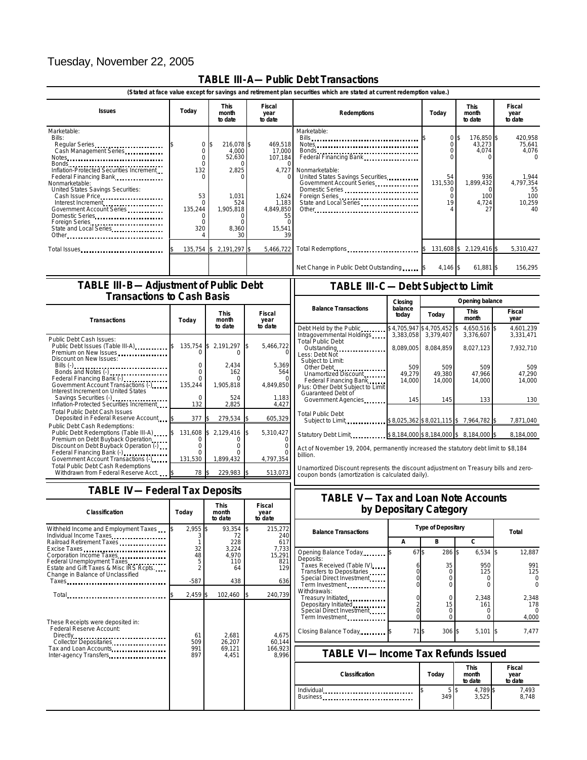Tuesday, November 22, 2005

## TABLE III-A— Public Debt Transactions

(Stated at face value except for savings and retirement plan securities which are stated at current redemption value.)

| Issues | Today | This month to date | Fiscal year to date | Redemptions | Today | This month to date | Fiscal year to date |
|---|---|---|---|---|---|---|---|
| Marketable: | | | | Marketable: | | | |
| Bills: | | | | Bills | $ 0 | $ 176,850 | $ 420,958 |
| Regular Series | $ 0 | $ 216,078 | $ 469,518 | Notes | 0 | 43,273 | 75,641 |
| Cash Management Series | 0 | 4,000 | 17,000 | Bonds | 0 | 4,074 | 4,076 |
| Notes | 0 | 52,630 | 107,184 | Federal Financing Bank | 0 | 0 | 0 |
| Bonds | 0 | 0 | 0 | | | | |
| Inflation-Protected Securities Increment | 132 | 2,825 | 4,727 | Nonmarketable: | | | |
| Federal Financing Bank | 0 | 0 | 0 | United States Savings Securities | 54 | 936 | 1,944 |
| Nonmarketable: | | | | Government Account Series | 131,530 | 1,899,432 | 4,797,354 |
| United States Savings Securities: | | | | Domestic Series | 0 | 0 | 55 |
| Cash Issue Price | 53 | 1,031 | 1,624 | Foreign Series | 0 | 100 | 100 |
| Interest Increment | 0 | 524 | 1,183 | State and Local Series | 19 | 4,724 | 10,259 |
| Government Account Series | 135,244 | 1,905,818 | 4,849,850 | Other | 4 | 27 | 40 |
| Domestic Series | 0 | 0 | 55 | | | | |
| Foreign Series | 0 | 0 | 0 | | | | |
| State and Local Series | 320 | 8,360 | 15,541 | | | | |
| Other | 4 | 30 | 39 | | | | |
| Total Issues | $ 135,754 | $ 2,191,297 | $ 5,466,722 | Total Redemptions | $ 131,608 | $ 2,129,416 | $ 5,310,427 |
| | | | | Net Change in Public Debt Outstanding | $ 4,146 | $ 61,881 | $ 156,295 |

## TABLE III-B— Adjustment of Public Debt Transactions to Cash Basis

| Transactions | Today | This month to date | Fiscal year to date |
|---|---|---|---|
| Public Debt Cash Issues: | | | |
| Public Debt Issues (Table III-A) | $ 135,754 | $ 2,191,297 | $ 5,466,722 |
| Premium on New Issues | 0 | 0 | 0 |
| Discount on New Issues: | | | |
| Bills (-) | 0 | 2,434 | 5,369 |
| Bonds and Notes (-) | 0 | 162 | 564 |
| Federal Financing Bank (-) | 0 | 0 | 0 |
| Government Account Transactions (-) | 135,244 | 1,905,818 | 4,849,850 |
| Interest Increment on United States Savings Securities (-) | 0 | 524 | 1,183 |
| Inflation-Protected Securities Increment | 132 | 2,825 | 4,427 |
| Total Public Debt Cash Issues Deposited in Federal Reserve Account | $ 377 | $ 279,534 | $ 605,329 |
| Public Debt Cash Redemptions: | | | |
| Public Debt Redemptions (Table III-A) | $ 131,608 | $ 2,129,416 | $ 5,310,427 |
| Premium on Debt Buyback Operation | 0 | 0 | 0 |
| Discount on Debt Buyback Operation (-) | 0 | 0 | 0 |
| Federal Financing Bank (-) | 0 | 0 | 0 |
| Government Account Transactions (-) | 131,530 | 1,899,432 | 4,797,354 |
| Total Public Debt Cash Redemptions Withdrawn from Federal Reserve Acct. | $ 78 | $ 229,983 | $ 513,073 |

## TABLE III-C— Debt Subject to Limit

| Balance Transactions | Closing balance today | Opening balance Today | This month | Fiscal year |
|---|---|---|---|---|
| Debt Held by the Public | $ 4,705,947 | $ 4,705,452 | $ 4,650,516 | $ 4,601,239 |
| Intragovernmental Holdings | 3,383,058 | 3,379,407 | 3,376,607 | 3,331,471 |
| Total Public Debt Outstanding | 8,089,005 | 8,084,859 | 8,027,123 | 7,932,710 |
| Less: Debt Not Subject to Limit: | | | | |
| Other Debt | 509 | 509 | 509 | 509 |
| Unamortized Discount | 49,279 | 49,380 | 47,966 | 47,290 |
| Federal Financing Bank | 14,000 | 14,000 | 14,000 | 14,000 |
| Plus: Other Debt Subject to Limit Guaranteed Debt of Government Agencies | 145 | 145 | 133 | 130 |
| Total Public Debt Subject to Limit | $ 8,025,362 | $ 8,021,115 | $ 7,964,782 | $ 7,871,040 |
| Statutory Debt Limit | $ 8,184,000 | $ 8,184,000 | $ 8,184,000 | $ 8,184,000 |

Act of November 19, 2004, permanently increased the statutory debt limit to $8,184 billion.

Unamortized Discount represents the discount adjustment on Treasury bills and zero-coupon bonds (amortization is calculated daily).

## TABLE IV— Federal Tax Deposits

| Classification | Today | This month to date | Fiscal year to date |
|---|---|---|---|
| Withheld Income and Employment Taxes | $ 2,955 | $ 93,354 | $ 215,272 |
| Individual Income Taxes | 3 | 72 | 240 |
| Railroad Retirement Taxes | 1 | 228 | 617 |
| Excise Taxes | 32 | 3,224 | 7,733 |
| Corporation Income Taxes | 48 | 4,970 | 15,291 |
| Federal Unemployment Taxes | 5 | 110 | 821 |
| Estate and Gift Taxes & Misc IRS Rcpts. | 2 | 64 | 129 |
| Change in Balance of Unclassified Taxes | -587 | 438 | 636 |
| Total | $ 2,459 | $ 102,460 | $ 240,739 |
| These Receipts were deposited in: | | | |
| Federal Reserve Account: | | | |
| Directly | 61 | 2,681 | 4,675 |
| Collector Depositaries | 509 | 26,207 | 60,144 |
| Tax and Loan Accounts | 991 | 69,121 | 166,923 |
| Inter-agency Transfers | 897 | 4,451 | 8,996 |

## TABLE V— Tax and Loan Note Accounts by Depositary Category

| Balance Transactions | Type of Depositary A | B | C | Total |
|---|---|---|---|---|
| Opening Balance Today | $ 67 | $ 286 | $ 6,534 | $ 12,887 |
| Deposits: | | | | |
| Taxes Received (Table IV) | 6 | 35 | 950 | 991 |
| Transfers to Depositaries | 0 | 0 | 125 | 125 |
| Special Direct Investment | 0 | 0 | 0 | 0 |
| Term Investment | 0 | 0 | 0 | 0 |
| Withdrawals: | | | | |
| Treasury Initiated | 0 | 0 | 2,348 | 2,348 |
| Depositary Initiated | 2 | 15 | 161 | 178 |
| Special Direct Investment | 0 | 0 | 0 | 0 |
| Term Investment | 0 | 0 | 0 | 4,000 |
| Closing Balance Today | $ 71 | $ 306 | $ 5,101 | $ 7,477 |

## TABLE VI— Income Tax Refunds Issued

| Classification | Today | This month to date | Fiscal year to date |
|---|---|---|---|
| Individual | $ 5 | $ 4,789 | $ 7,493 |
| Business | 349 | 3,525 | 8,748 |